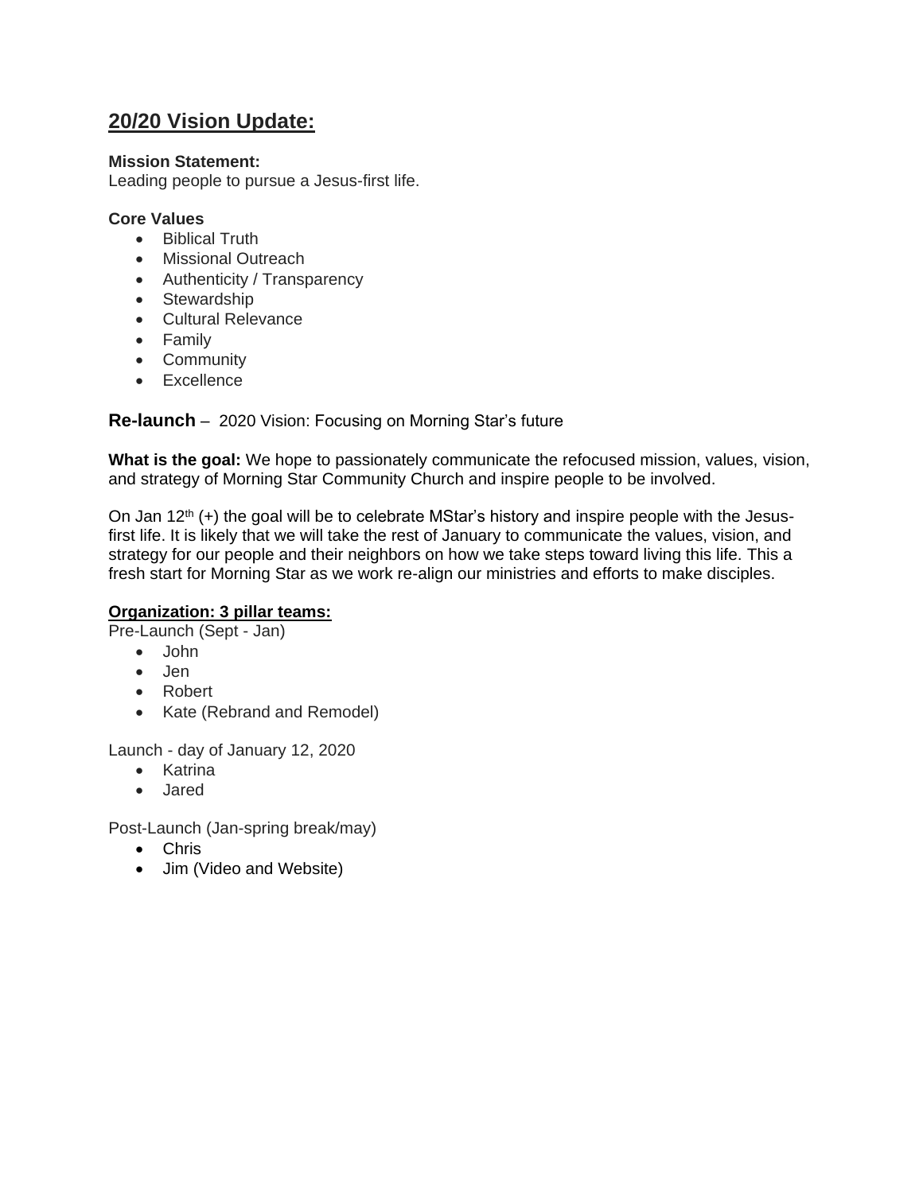## 20/20 Vision Update:

**Mission Statement:**
Leading people to pursue a Jesus-first life.

**Core Values**
- Biblical Truth
- Missional Outreach
- Authenticity / Transparency
- Stewardship
- Cultural Relevance
- Family
- Community
- Excellence

**Re-launch** – 2020 Vision: Focusing on Morning Star's future

**What is the goal:** We hope to passionately communicate the refocused mission, values, vision, and strategy of Morning Star Community Church and inspire people to be involved.

On Jan 12th (+) the goal will be to celebrate MStar's history and inspire people with the Jesus-first life. It is likely that we will take the rest of January to communicate the values, vision, and strategy for our people and their neighbors on how we take steps toward living this life. This a fresh start for Morning Star as we work re-align our ministries and efforts to make disciples.

**Organization: 3 pillar teams:**
Pre-Launch (Sept - Jan)
- John
- Jen
- Robert
- Kate (Rebrand and Remodel)

Launch - day of January 12, 2020
- Katrina
- Jared

Post-Launch (Jan-spring break/may)
- Chris
- Jim (Video and Website)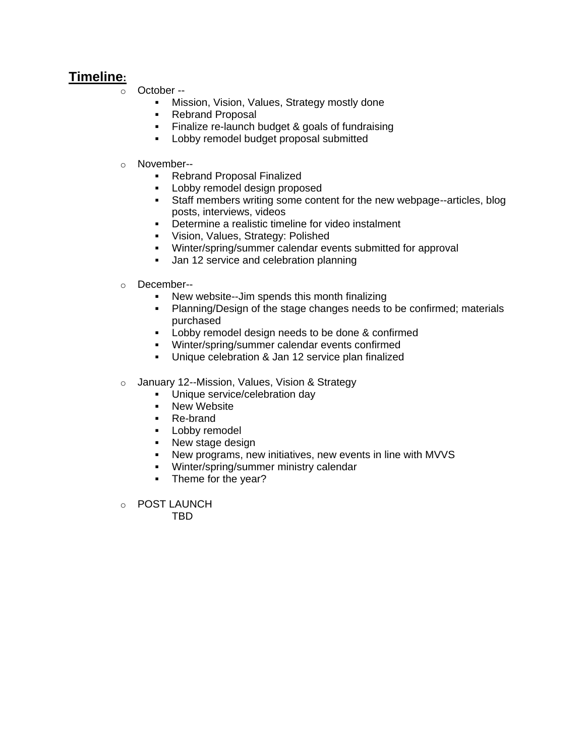## **Timeline:**

- October --
  - Mission, Vision, Values, Strategy mostly done
  - Rebrand Proposal
  - Finalize re-launch budget & goals of fundraising
  - Lobby remodel budget proposal submitted

- November--
  - Rebrand Proposal Finalized
  - Lobby remodel design proposed
  - Staff members writing some content for the new webpage--articles, blog posts, interviews, videos
  - Determine a realistic timeline for video instalment
  - Vision, Values, Strategy: Polished
  - Winter/spring/summer calendar events submitted for approval
  - Jan 12 service and celebration planning

- December--
  - New website--Jim spends this month finalizing
  - Planning/Design of the stage changes needs to be confirmed; materials purchased
  - Lobby remodel design needs to be done & confirmed
  - Winter/spring/summer calendar events confirmed
  - Unique celebration & Jan 12 service plan finalized

- January 12--Mission, Values, Vision & Strategy
  - Unique service/celebration day
  - New Website
  - Re-brand
  - Lobby remodel
  - New stage design
  - New programs, new initiatives, new events in line with MVVS
  - Winter/spring/summer ministry calendar
  - Theme for the year?

- POST LAUNCH

  TBD